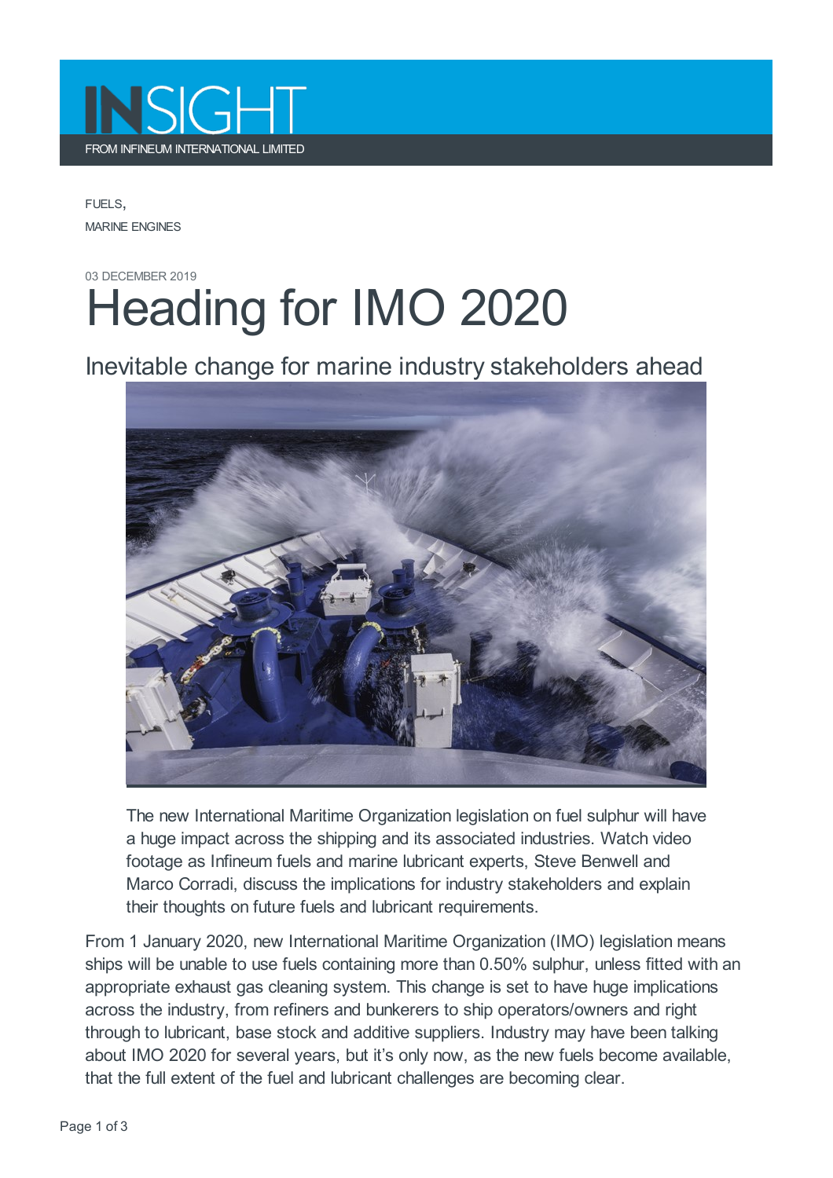FUELS,
MARINE ENGINES

03 DECEMBER 2019

# Heading for IMO 2020

## Inevitable change for marine industry stakeholders ahead

The new International Maritime Organization legislation on fuel sulphur will have a huge impact across the shipping and its associated industries. Watch video footage as Infineum fuels and marine lubricant experts, Steve Benwell and Marco Corradi, discuss the implications for industry stakeholders and explain their thoughts on future fuels and lubricant requirements.

From 1 January 2020, new International Maritime Organization (IMO) legislation means ships will be unable to use fuels containing more than 0.50% sulphur, unless fitted with an appropriate exhaust gas cleaning system. This change is set to have huge implications across the industry, from refiners and bunkerers to ship operators/owners and right through to lubricant, base stock and additive suppliers. Industry may have been talking about IMO 2020 for several years, but it's only now, as the new fuels become available, that the full extent of the fuel and lubricant challenges are becoming clear.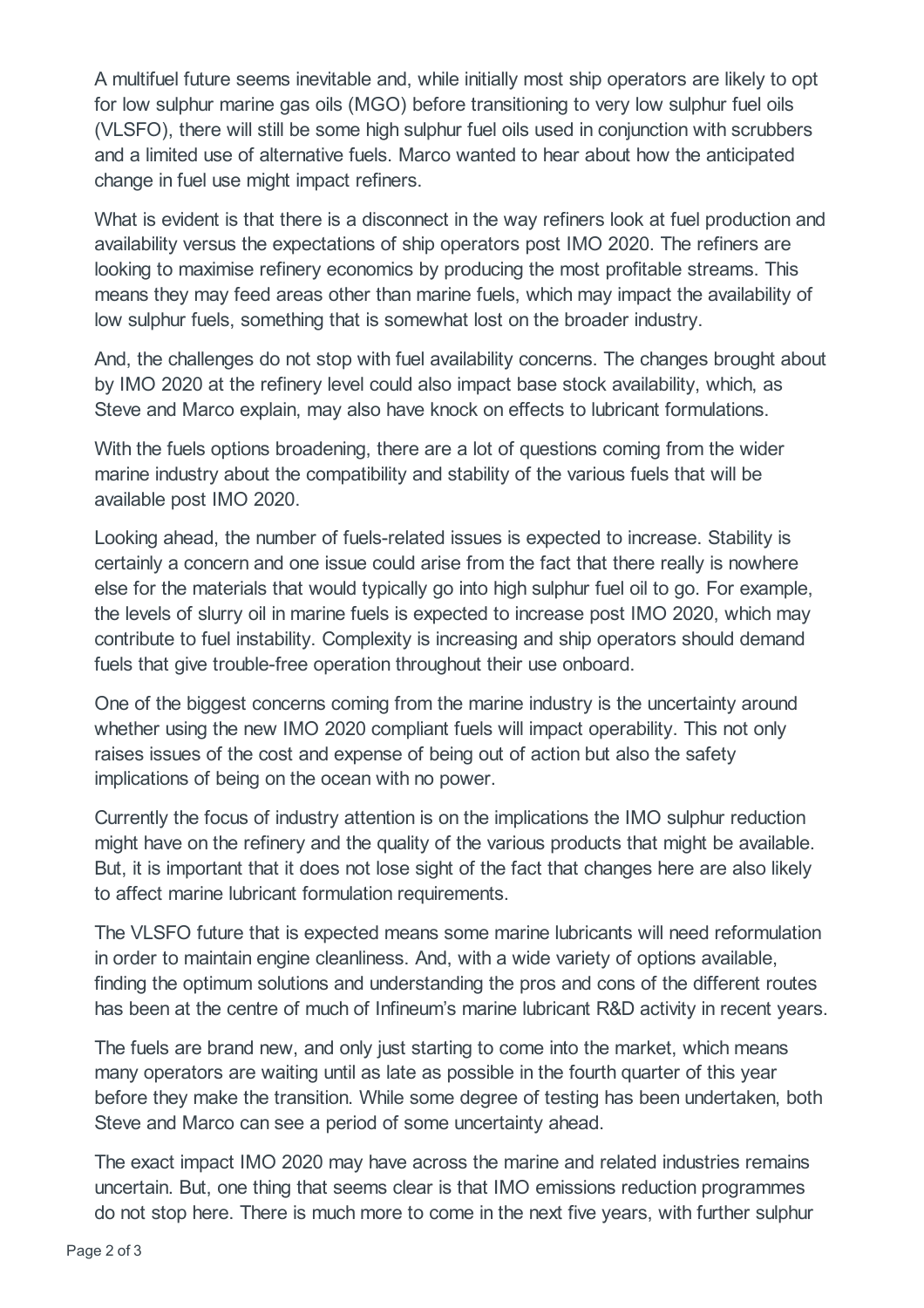A multifuel future seems inevitable and, while initially most ship operators are likely to opt for low sulphur marine gas oils (MGO) before transitioning to very low sulphur fuel oils (VLSFO), there will still be some high sulphur fuel oils used in conjunction with scrubbers and a limited use of alternative fuels. Marco wanted to hear about how the anticipated change in fuel use might impact refiners.

What is evident is that there is a disconnect in the way refiners look at fuel production and availability versus the expectations of ship operators post IMO 2020. The refiners are looking to maximise refinery economics by producing the most profitable streams. This means they may feed areas other than marine fuels, which may impact the availability of low sulphur fuels, something that is somewhat lost on the broader industry.

And, the challenges do not stop with fuel availability concerns. The changes brought about by IMO 2020 at the refinery level could also impact base stock availability, which, as Steve and Marco explain, may also have knock on effects to lubricant formulations.

With the fuels options broadening, there are a lot of questions coming from the wider marine industry about the compatibility and stability of the various fuels that will be available post IMO 2020.

Looking ahead, the number of fuels-related issues is expected to increase. Stability is certainly a concern and one issue could arise from the fact that there really is nowhere else for the materials that would typically go into high sulphur fuel oil to go. For example, the levels of slurry oil in marine fuels is expected to increase post IMO 2020, which may contribute to fuel instability. Complexity is increasing and ship operators should demand fuels that give trouble-free operation throughout their use onboard.

One of the biggest concerns coming from the marine industry is the uncertainty around whether using the new IMO 2020 compliant fuels will impact operability. This not only raises issues of the cost and expense of being out of action but also the safety implications of being on the ocean with no power.

Currently the focus of industry attention is on the implications the IMO sulphur reduction might have on the refinery and the quality of the various products that might be available. But, it is important that it does not lose sight of the fact that changes here are also likely to affect marine lubricant formulation requirements.

The VLSFO future that is expected means some marine lubricants will need reformulation in order to maintain engine cleanliness. And, with a wide variety of options available, finding the optimum solutions and understanding the pros and cons of the different routes has been at the centre of much of Infineum's marine lubricant R&D activity in recent years.

The fuels are brand new, and only just starting to come into the market, which means many operators are waiting until as late as possible in the fourth quarter of this year before they make the transition. While some degree of testing has been undertaken, both Steve and Marco can see a period of some uncertainty ahead.

The exact impact IMO 2020 may have across the marine and related industries remains uncertain. But, one thing that seems clear is that IMO emissions reduction programmes do not stop here. There is much more to come in the next five years, with further sulphur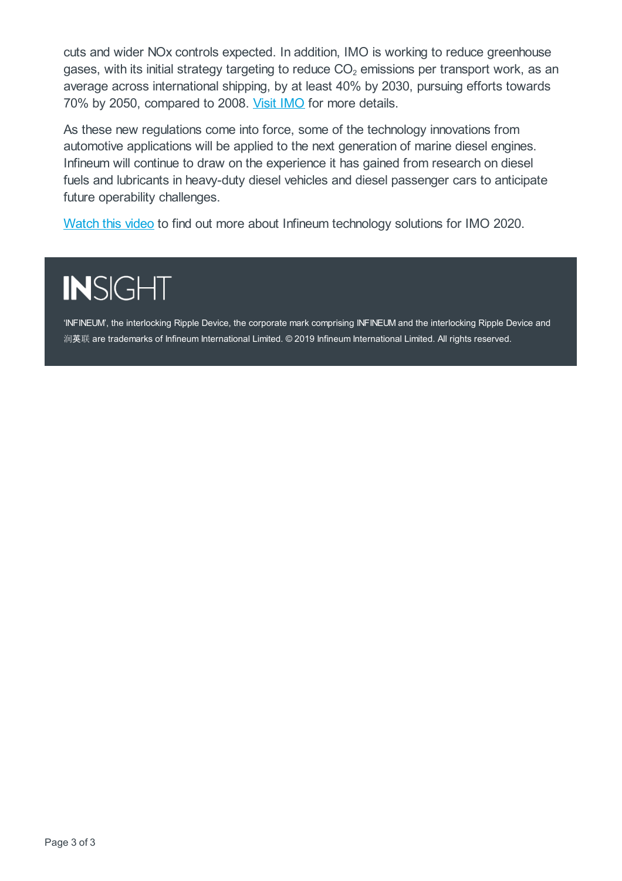cuts and wider NOx controls expected. In addition, IMO is working to reduce greenhouse gases, with its initial strategy targeting to reduce $CO_2$ emissions per transport work, as an average across international shipping, by at least 40% by 2030, pursuing efforts towards 70% by 2050, compared to 2008. Visit IMO for more details.

As these new regulations come into force, some of the technology innovations from automotive applications will be applied to the next generation of marine diesel engines. Infineum will continue to draw on the experience it has gained from research on diesel fuels and lubricants in heavy-duty diesel vehicles and diesel passenger cars to anticipate future operability challenges.

Watch this video to find out more about Infineum technology solutions for IMO 2020.

# INSIGHT

'INFINEUM', the interlocking Ripple Device, the corporate mark comprising INFINEUM and the interlocking Ripple Device and 润英联 are trademarks of Infineum International Limited. © 2019 Infineum International Limited. All rights reserved.